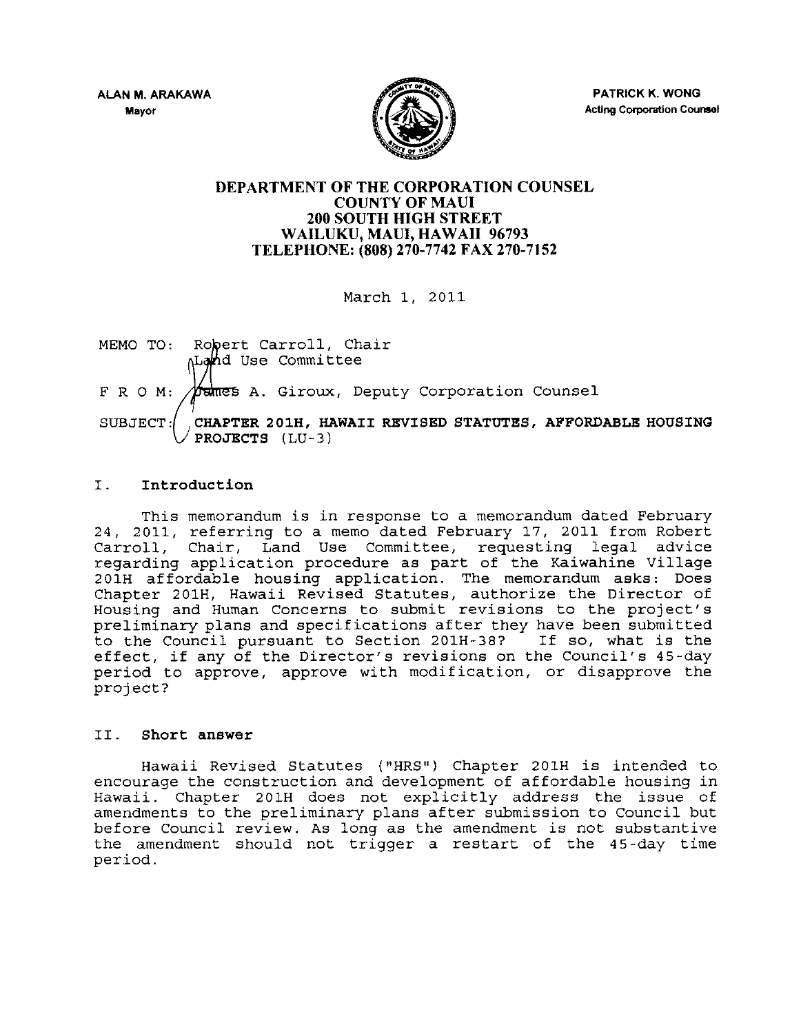ALAN M. ARAKAWA
Mayor

PATRICK K. WONG
Acting Corporation Counsel

# DEPARTMENT OF THE CORPORATION COUNSEL
## COUNTY OF MAUI
## 200 SOUTH HIGH STREET
## WAILUKU, MAUI, HAWAII 96793
## TELEPHONE: (808) 270-7742 FAX 270-7152

March 1, 2011

MEMO TO: Robert Carroll, Chair
Land Use Committee

F R O M: James A. Giroux, Deputy Corporation Counsel

SUBJECT: **CHAPTER 201H, HAWAII REVISED STATUTES, AFFORDABLE HOUSING PROJECTS** (LU-3)

## I. Introduction

This memorandum is in response to a memorandum dated February 24, 2011, referring to a memo dated February 17, 2011 from Robert Carroll, Chair, Land Use Committee, requesting legal advice regarding application procedure as part of the Kaiwahine Village 201H affordable housing application. The memorandum asks: Does Chapter 201H, Hawaii Revised Statutes, authorize the Director of Housing and Human Concerns to submit revisions to the project's preliminary plans and specifications after they have been submitted to the Council pursuant to Section 201H-38? If so, what is the effect, if any of the Director's revisions on the Council's 45-day period to approve, approve with modification, or disapprove the project?

## II. Short answer

Hawaii Revised Statutes ("HRS") Chapter 201H is intended to encourage the construction and development of affordable housing in Hawaii. Chapter 201H does not explicitly address the issue of amendments to the preliminary plans after submission to Council but before Council review. As long as the amendment is not substantive the amendment should not trigger a restart of the 45-day time period.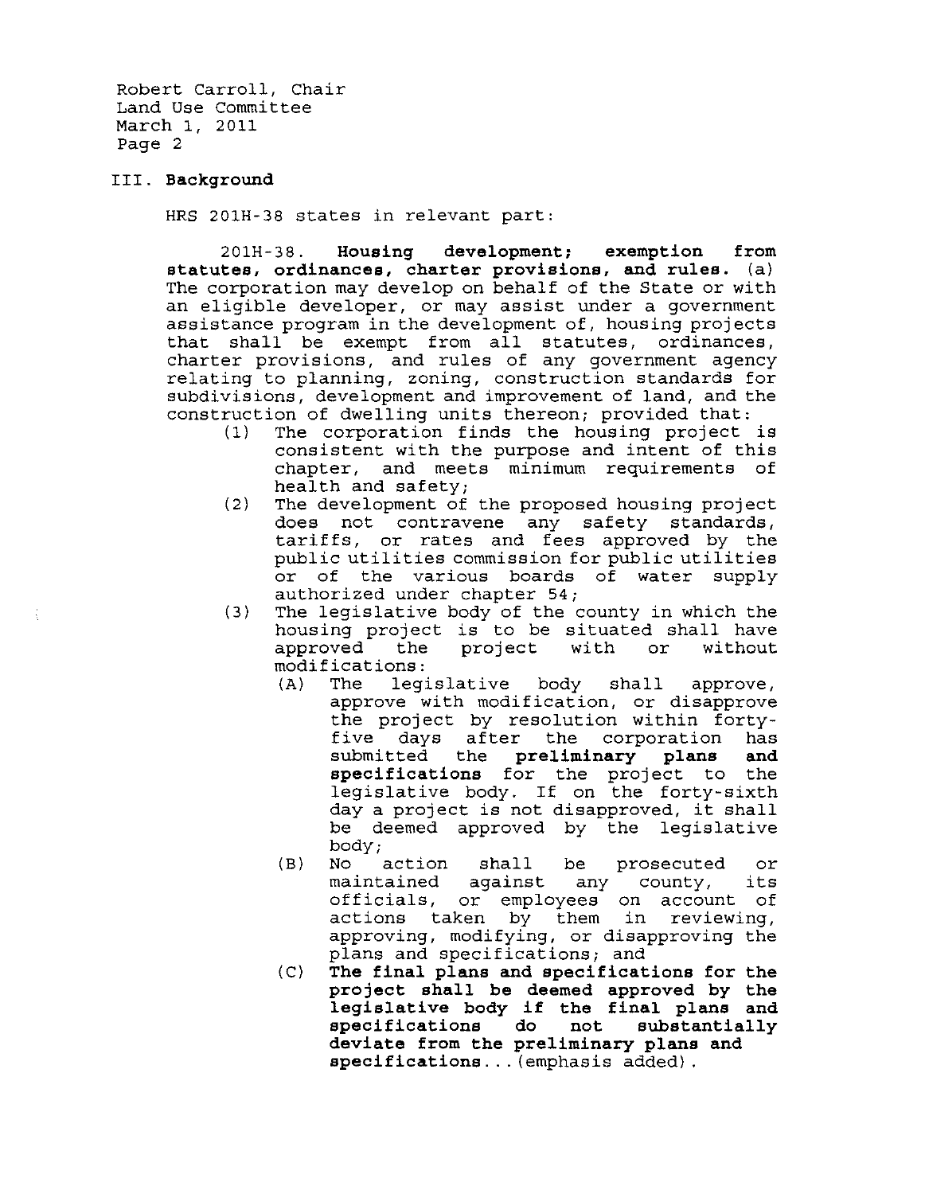## III. Background

HRS 201H-38 states in relevant part:

> 201H-38. **Housing development; exemption from statutes, ordinances, charter provisions, and rules.** (a) The corporation may develop on behalf of the State or with an eligible developer, or may assist under a government assistance program in the development of, housing projects that shall be exempt from all statutes, ordinances, charter provisions, and rules of any government agency relating to planning, zoning, construction standards for subdivisions, development and improvement of land, and the construction of dwelling units thereon; provided that:
>
> (1) The corporation finds the housing project is consistent with the purpose and intent of this chapter, and meets minimum requirements of health and safety;
>
> (2) The development of the proposed housing project does not contravene any safety standards, tariffs, or rates and fees approved by the public utilities commission for public utilities or of the various boards of water supply authorized under chapter 54;
>
> (3) The legislative body of the county in which the housing project is to be situated shall have approved the project with or without modifications:
>
> (A) The legislative body shall approve, approve with modification, or disapprove the project by resolution within forty-five days after the corporation has submitted the **preliminary plans and specifications** for the project to the legislative body. If on the forty-sixth day a project is not disapproved, it shall be deemed approved by the legislative body;
>
> (B) No action shall be prosecuted or maintained against any county, its officials, or employees on account of actions taken by them in reviewing, approving, modifying, or disapproving the plans and specifications; and
>
> (C) **The final plans and specifications for the project shall be deemed approved by the legislative body if the final plans and specifications do not substantially deviate from the preliminary plans and specifications**...(emphasis added).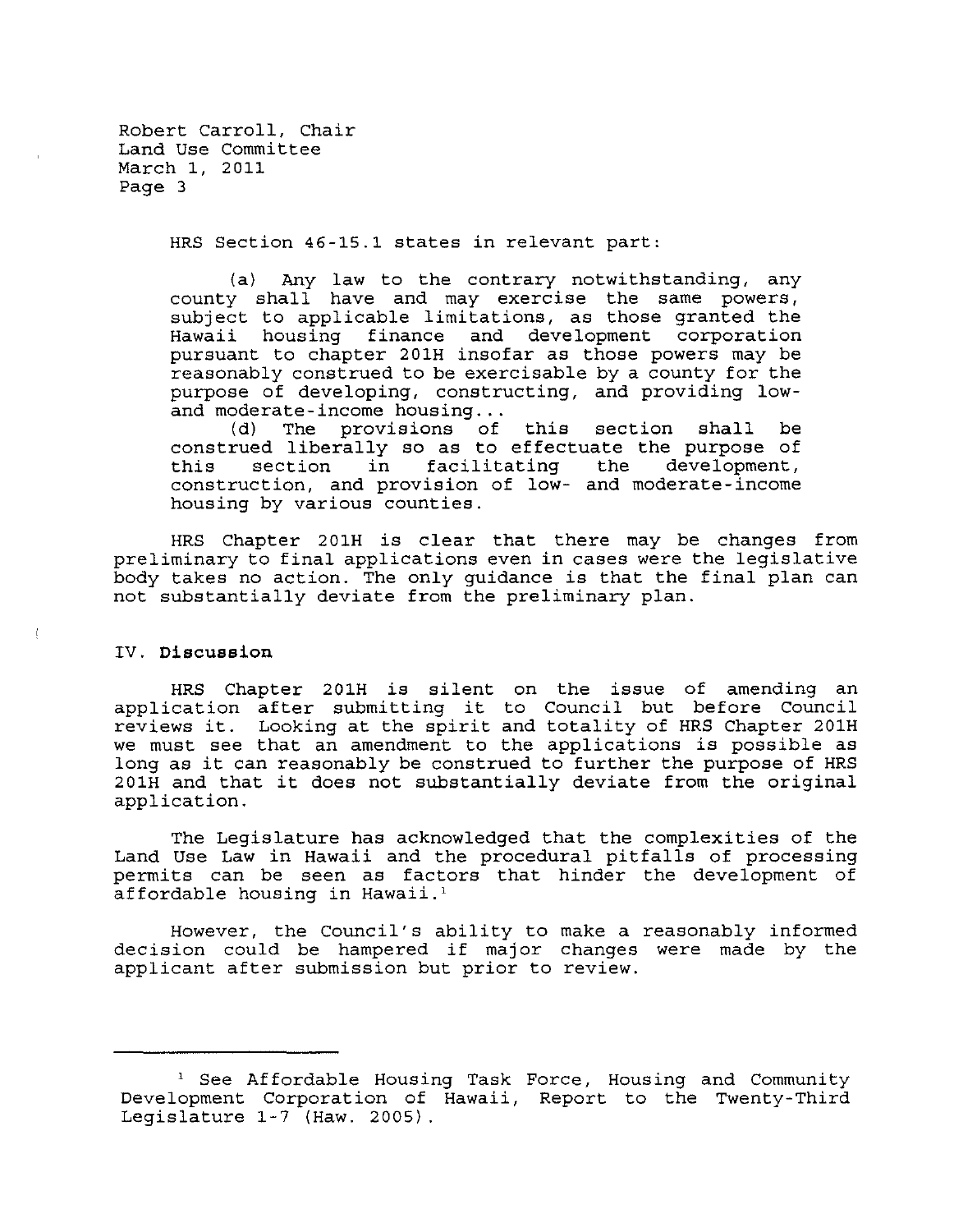HRS Section 46-15.1 states in relevant part:

> (a) Any law to the contrary notwithstanding, any county shall have and may exercise the same powers, subject to applicable limitations, as those granted the Hawaii housing finance and development corporation pursuant to chapter 201H insofar as those powers may be reasonably construed to be exercisable by a county for the purpose of developing, constructing, and providing low- and moderate-income housing...
>
> (d) The provisions of this section shall be construed liberally so as to effectuate the purpose of this section in facilitating the development, construction, and provision of low- and moderate-income housing by various counties.

HRS Chapter 201H is clear that there may be changes from preliminary to final applications even in cases were the legislative body takes no action. The only guidance is that the final plan can not substantially deviate from the preliminary plan.

## IV. Discussion

HRS Chapter 201H is silent on the issue of amending an application after submitting it to Council but before Council reviews it. Looking at the spirit and totality of HRS Chapter 201H we must see that an amendment to the applications is possible as long as it can reasonably be construed to further the purpose of HRS 201H and that it does not substantially deviate from the original application.

The Legislature has acknowledged that the complexities of the Land Use Law in Hawaii and the procedural pitfalls of processing permits can be seen as factors that hinder the development of affordable housing in Hawaii.[1]

However, the Council's ability to make a reasonably informed decision could be hampered if major changes were made by the applicant after submission but prior to review.

---

[1] See Affordable Housing Task Force, Housing and Community Development Corporation of Hawaii, Report to the Twenty-Third Legislature 1-7 (Haw. 2005).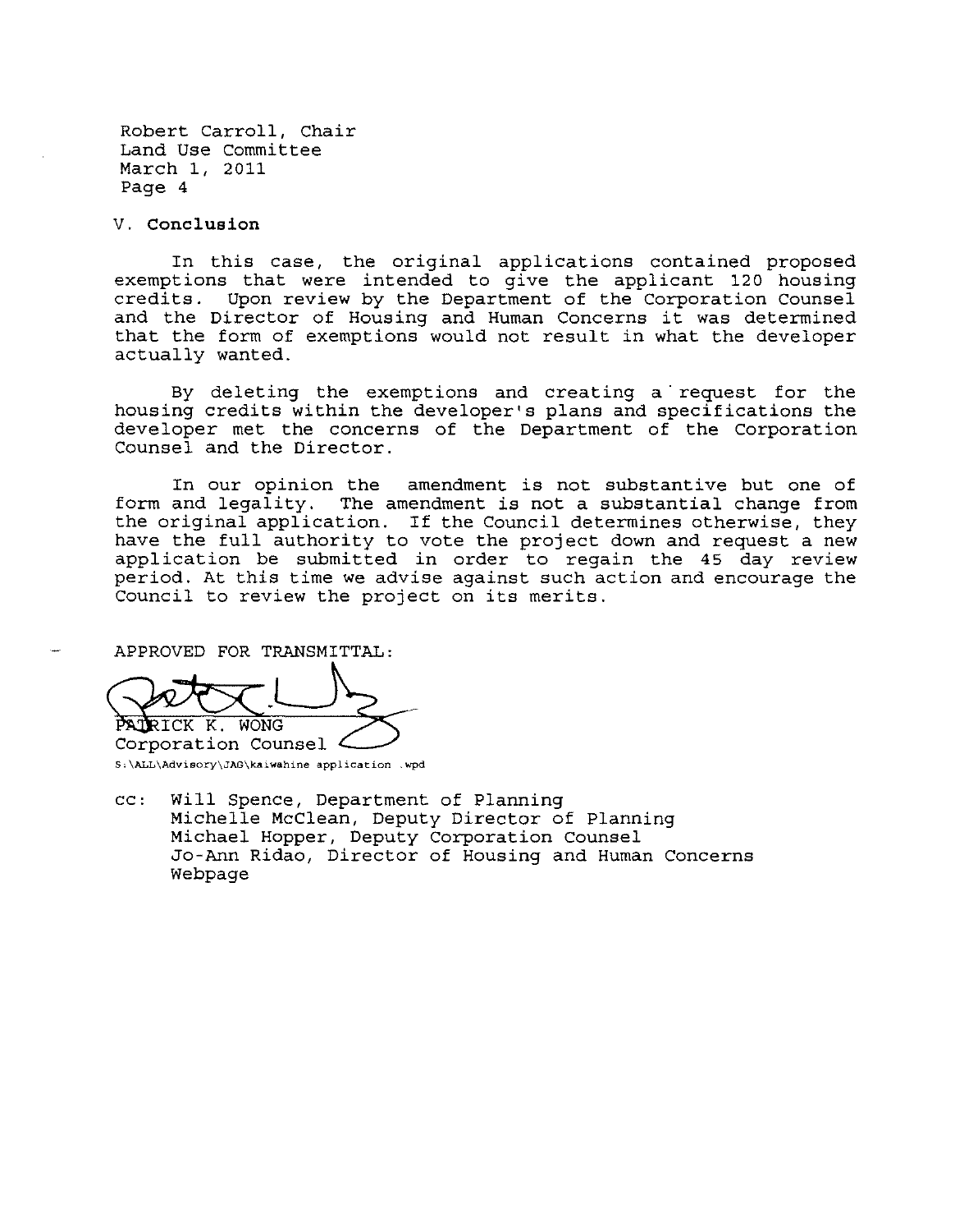Robert Carroll, Chair
Land Use Committee
March 1, 2011
Page 4

V. **Conclusion**

In this case, the original applications contained proposed exemptions that were intended to give the applicant 120 housing credits. Upon review by the Department of the Corporation Counsel and the Director of Housing and Human Concerns it was determined that the form of exemptions would not result in what the developer actually wanted.

By deleting the exemptions and creating a request for the housing credits within the developer's plans and specifications the developer met the concerns of the Department of the Corporation Counsel and the Director.

In our opinion the amendment is not substantive but one of form and legality. The amendment is not a substantial change from the original application. If the Council determines otherwise, they have the full authority to vote the project down and request a new application be submitted in order to regain the 45 day review period. At this time we advise against such action and encourage the Council to review the project on its merits.

APPROVED FOR TRANSMITTAL:

PATRICK K. WONG
Corporation Counsel

S:\ALL\Advisory\JAG\kaiwahine application .wpd

cc: Will Spence, Department of Planning
Michelle McClean, Deputy Director of Planning
Michael Hopper, Deputy Corporation Counsel
Jo-Ann Ridao, Director of Housing and Human Concerns
Webpage